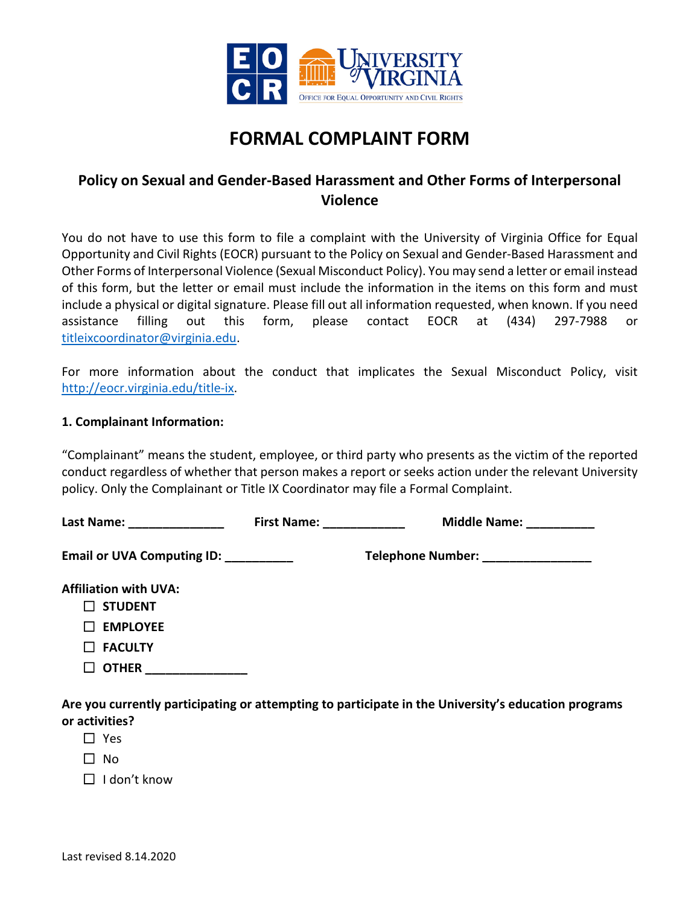# FORMAL COMPLAINT FORM

## Policy on Sexual and Gender-Based Harassment and Other Forms of Interpersonal Violence

You do not have to use this form to file a complaint with the University of Virginia Office for Equal Opportunity and Civil Rights (EOCR) pursuant to the Policy on Sexual and Gender-Based Harassment and Other Forms of Interpersonal Violence (Sexual Misconduct Policy). You may send a letter or email instead of this form, but the letter or email must include the information in the items on this form and must include a physical or digital signature. Please fill out all information requested, when known. If you need assistance filling out this form, please contact EOCR at (434) 297-7988 or titleixcoordinator@virginia.edu.

For more information about the conduct that implicates the Sexual Misconduct Policy, visit http://eocr.virginia.edu/title-ix.

**1. Complainant Information:**

"Complainant" means the student, employee, or third party who presents as the victim of the reported conduct regardless of whether that person makes a report or seeks action under the relevant University policy. Only the Complainant or Title IX Coordinator may file a Formal Complaint.

**Last Name:** ______________ **First Name:** ____________ **Middle Name:** __________

**Email or UVA Computing ID:** __________ **Telephone Number:** ________________

**Affiliation with UVA:**

- ☐ **STUDENT**
- ☐ **EMPLOYEE**
- ☐ **FACULTY**
- ☐ **OTHER** _______________

**Are you currently participating or attempting to participate in the University's education programs or activities?**

- ☐ Yes
- ☐ No
- ☐ I don't know

Last revised 8.14.2020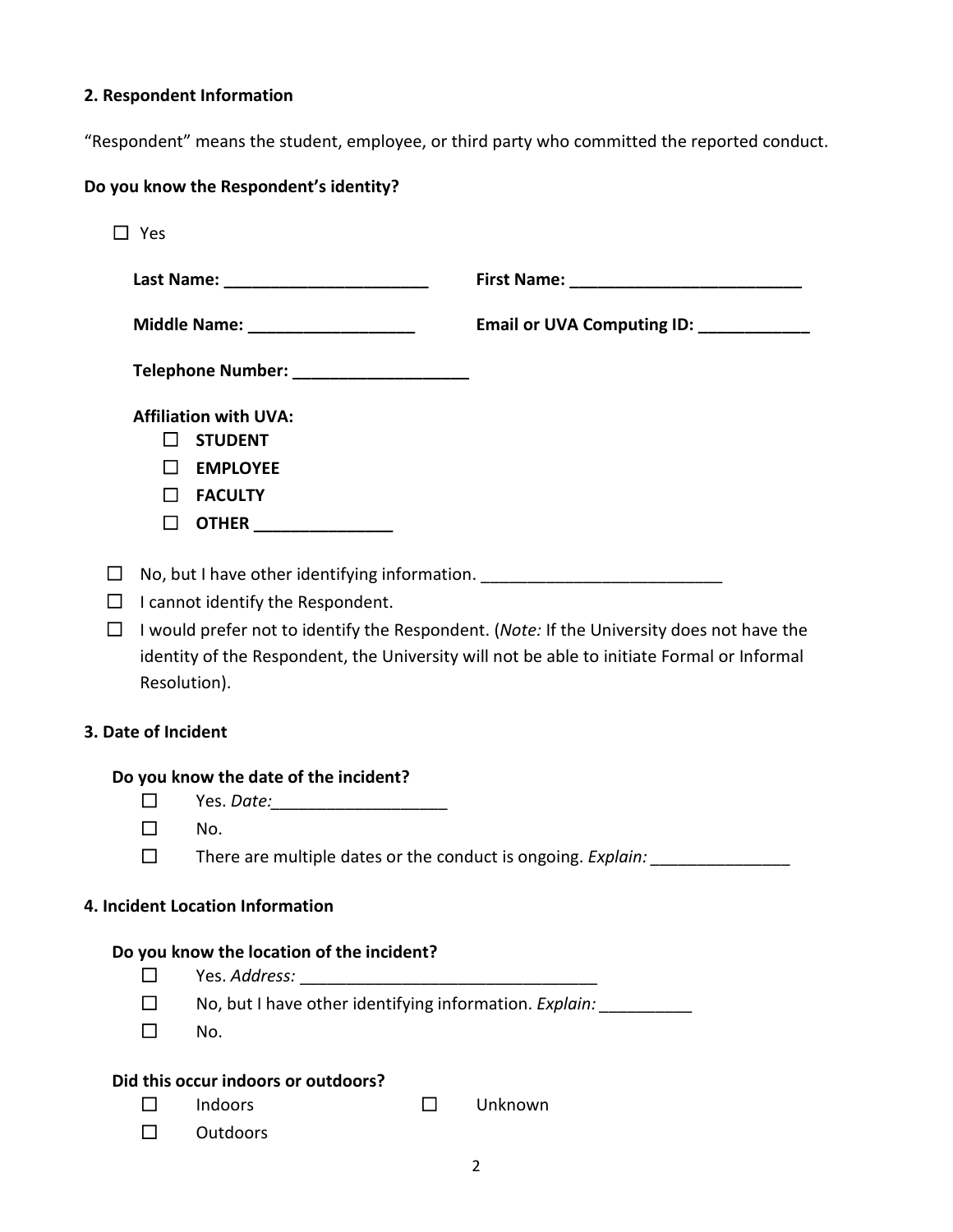**2. Respondent Information**

"Respondent" means the student, employee, or third party who committed the reported conduct.

**Do you know the Respondent's identity?**

☐ Yes

**Last Name:** ______________________ **First Name:** _________________________

**Middle Name:** __________________ **Email or UVA Computing ID:** ____________

**Telephone Number:** ___________________

**Affiliation with UVA:**

- ☐ **STUDENT**
- ☐ **EMPLOYEE**
- ☐ **FACULTY**
- ☐ **OTHER** _______________

☐ No, but I have other identifying information. __________________________

☐ I cannot identify the Respondent.

☐ I would prefer not to identify the Respondent. (*Note:* If the University does not have the identity of the Respondent, the University will not be able to initiate Formal or Informal Resolution).

**3. Date of Incident**

**Do you know the date of the incident?**

- ☐ Yes. *Date:*___________________
- ☐ No.
- ☐ There are multiple dates or the conduct is ongoing. *Explain:* _______________

**4. Incident Location Information**

**Do you know the location of the incident?**

- ☐ Yes. *Address:* ________________________________
- ☐ No, but I have other identifying information. *Explain:* __________
- ☐ No.

**Did this occur indoors or outdoors?**

- ☐ Indoors
- ☐ Unknown
- ☐ Outdoors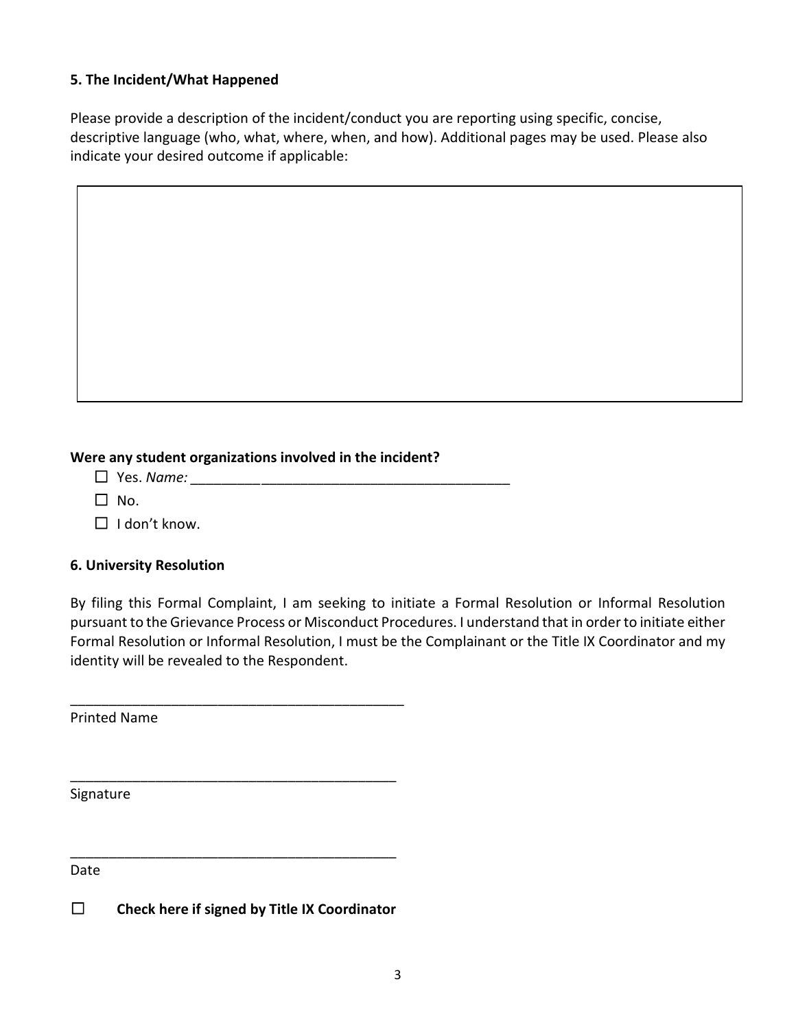**5. The Incident/What Happened**

Please provide a description of the incident/conduct you are reporting using specific, concise, descriptive language (who, what, where, when, and how). Additional pages may be used. Please also indicate your desired outcome if applicable:

| |
|---|
| |

**Were any student organizations involved in the incident?**

- ☐ Yes. *Name:* ___________________________________________
- ☐ No.
- ☐ I don't know.

**6. University Resolution**

By filing this Formal Complaint, I am seeking to initiate a Formal Resolution or Informal Resolution pursuant to the Grievance Process or Misconduct Procedures. I understand that in order to initiate either Formal Resolution or Informal Resolution, I must be the Complainant or the Title IX Coordinator and my identity will be revealed to the Respondent.

_____________________________________________
Printed Name

_____________________________________________
Signature

_____________________________________________
Date

☐ **Check here if signed by Title IX Coordinator**